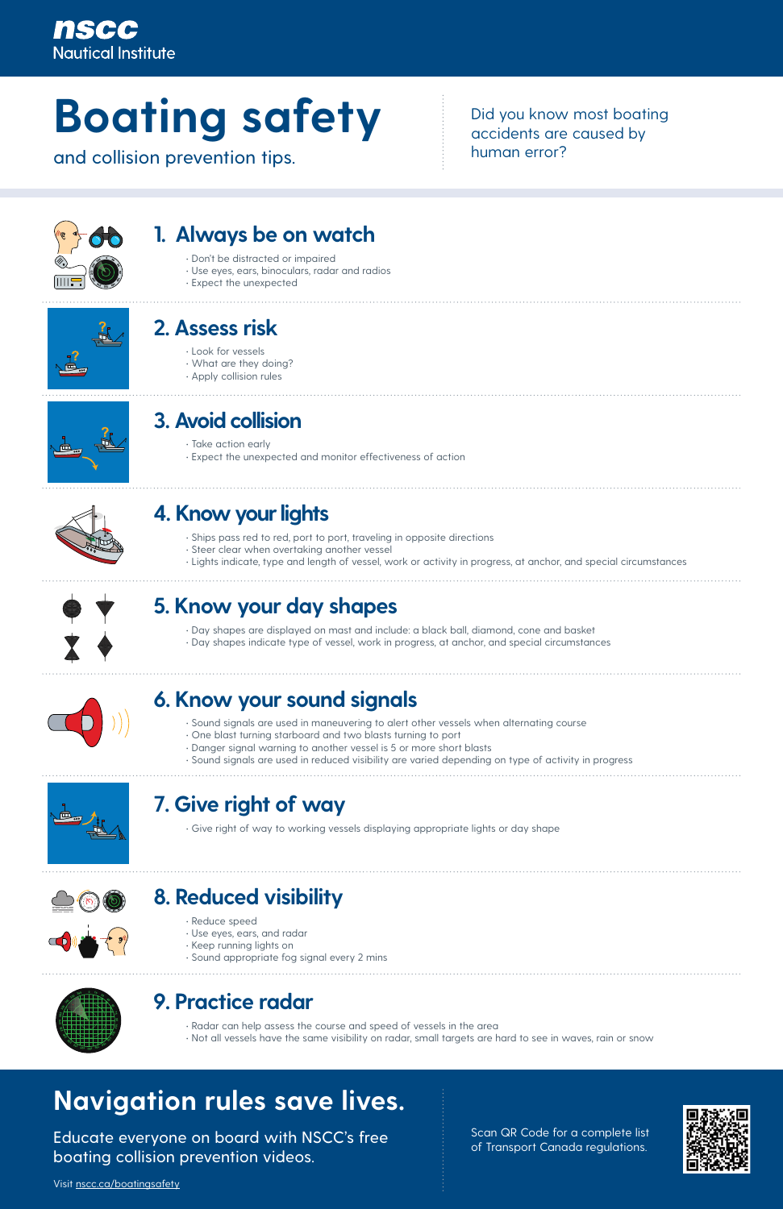**nscc**
Nautical Institute

# Boating safety

and collision prevention tips.

Did you know most boating accidents are caused by human error?

## 1. Always be on watch

- Don't be distracted or impaired
- Use eyes, ears, binoculars, radar and radios
- Expect the unexpected

## 2. Assess risk

- Look for vessels
- What are they doing?
- Apply collision rules

## 3. Avoid collision

- Take action early
- Expect the unexpected and monitor effectiveness of action

## 4. Know your lights

- Ships pass red to red, port to port, traveling in opposite directions
- Steer clear when overtaking another vessel
- Lights indicate, type and length of vessel, work or activity in progress, at anchor, and special circumstances

## 5. Know your day shapes

- Day shapes are displayed on mast and include: a black ball, diamond, cone and basket
- Day shapes indicate type of vessel, work in progress, at anchor, and special circumstances

## 6. Know your sound signals

- Sound signals are used in maneuvering to alert other vessels when alternating course
- One blast turning starboard and two blasts turning to port
- Danger signal warning to another vessel is 5 or more short blasts
- Sound signals are used in reduced visibility are varied depending on type of activity in progress

## 7. Give right of way

- Give right of way to working vessels displaying appropriate lights or day shape

## 8. Reduced visibility

- Reduce speed
- Use eyes, ears, and radar
- Keep running lights on
- Sound appropriate fog signal every 2 mins

## 9. Practice radar

- Radar can help assess the course and speed of vessels in the area
- Not all vessels have the same visibility on radar, small targets are hard to see in waves, rain or snow

## Navigation rules save lives.

Educate everyone on board with NSCC's free boating collision prevention videos.

Visit nscc.ca/boatingsafety

Scan QR Code for a complete list of Transport Canada regulations.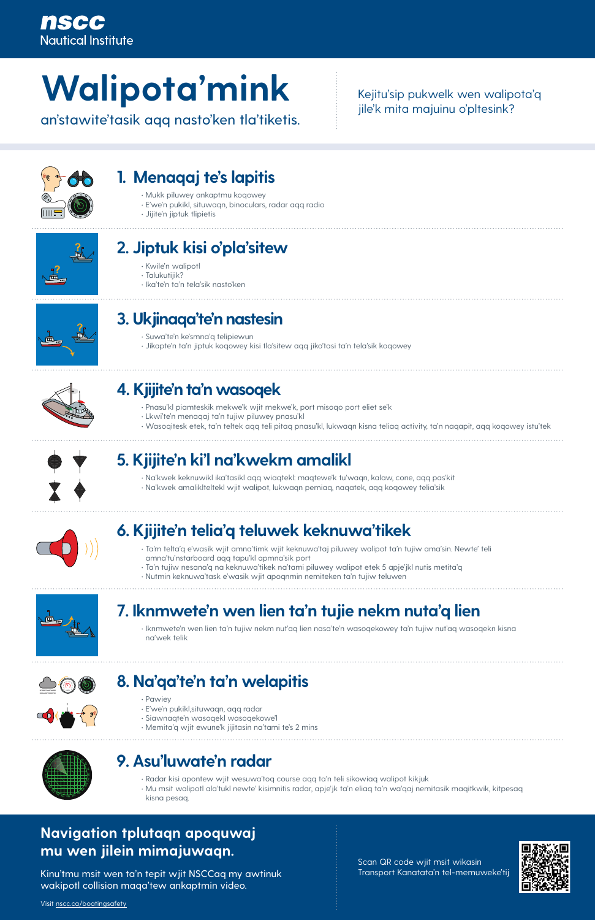**nscc**
Nautical Institute

# Walipota'mink

an'stawite'tasik aqq nasto'ken tla'tiketis.

Kejitu'sip pukwelk wen walipota'q jile'k mita majuinu o'pltesink?

## 1. Menaqaj te's lapitis

- Mukk piluwey ankaptmu koqowey
- E'we'n pukikl, situwaqn, binoculars, radar aqq radio
- Jijite'n jiptuk tlipietis

## 2. Jiptuk kisi o'pla'sitew

- Kwile'n walipotl
- Talukutijik?
- Ika'te'n ta'n tela'sik nasto'ken

## 3. Ukjinaqa'te'n nastesin

- Suwa'te'n ke'smna'q telipiewun
- Jikapte'n ta'n jiptuk koqowey kisi tla'sitew aqq jiko'tasi ta'n tela'sik koqowey

## 4. Kjijite'n ta'n wasoqek

- Pnasu'kl piamteskik mekwe'k wjit mekwe'k, port misoqo port eliet se'k
- Lkwi'te'n menaqaj ta'n tujiw piluwey pnasu'kl
- Wasoqitesk etek, ta'n teltek aqq teli pitaq pnasu'kl, lukwaqn kisna teliaq activity, ta'n naqapit, aqq koqowey istu'tek

## 5. Kjijite'n ki'l na'kwekm amalikl

- Na'kwek keknuwikl ika'tasikl aqq wiaqtekl: maqtewe'k tu'waqn, kalaw, cone, aqq pas'kit
- Na'kwek amalikiteltekl wjit walipot, lukwaqn pemiaq, naqatek, aqq koqowey telia'sik

## 6. Kjijite'n telia'q teluwek keknuwa'tikek

- Ta'm telta'q e'wasik wjit amna'timk wjit keknuwa'taj piluwey walipot ta'n tujiw ama'sin. Newte' teli amna'tu'nstarboard aqq tapu'kl apmna'sik port
- Ta'n tujiw nesana'q na keknuwa'tikek na'tami piluwey walipot etek 5 apje'jkl nutis metita'q
- Nutmin keknuwa'task e'wasik wjit apoqnmin nemiteken ta'n tujiw teluwen

## 7. Iknmwete'n wen lien ta'n tujie nekm nuta'q lien

- Iknmwete'n wen lien ta'n tujiw nekm nut'aq lien nasa'te'n wasoqekowey ta'n tujiw nut'aq wasoqekn kisna na'wek telik

## 8. Na'qa'te'n ta'n welapitis

- Pawiey
- E'we'n pukikl,situwaqn, aqq radar
- Siawnaqte'n wasoqekl wasoqekowe'l
- Memita'q wjit ewune'k jijitasin na'tami te's 2 mins

## 9. Asu'luwate'n radar

- Radar kisi apontew wjit wesuwa'toq course aqq ta'n teli sikowiaq walipot kikjuk
- Mu msit walipotl ala'tukl newte' kisimnitis radar, apje'jk ta'n eliaq ta'n wa'qaj nemitasik maqitkwik, kitpesaq kisna pesaq.

## Navigation tplutaqn apoquwaj mu wen jilein mimajuwaqn.

Kinu'tmu msit wen ta'n tepit wjit NSCCaq my awtinuk wakipotl collision maqa'tew ankaptmin video.

Visit nscc.ca/boatingsafety

Scan QR code wjit msit wikasin Transport Kanatata'n tel-memuweke'tij